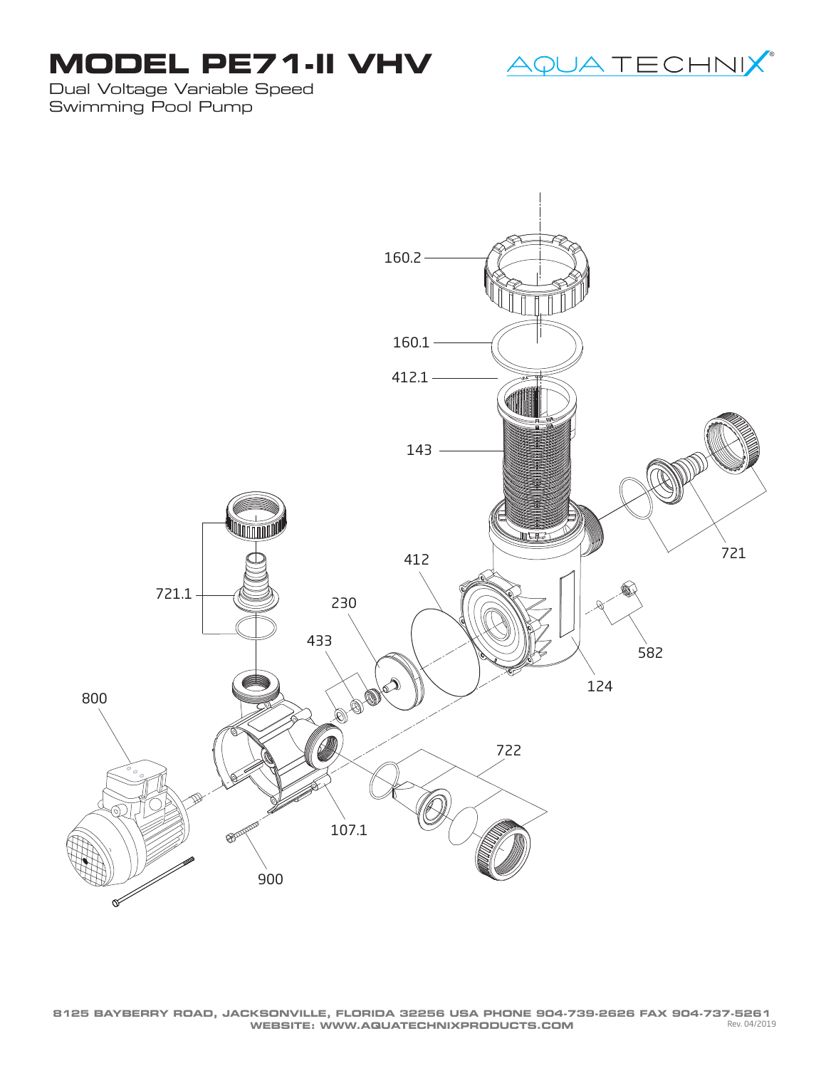# MODEL PE71-II VHV

Dual Voltage Variable Speed
Swimming Pool Pump

AQUA TECHNIX®

160.2

160.1

412.1

143

721

721.1

412

230

433

582

124

800

722

107.1

900

8125 BAYBERRY ROAD, JACKSONVILLE, FLORIDA 32256 USA PHONE 904-739-2626 FAX 904-737-5261
WEBSITE: WWW.AQUATECHNIXPRODUCTS.COM

Rev. 04/2019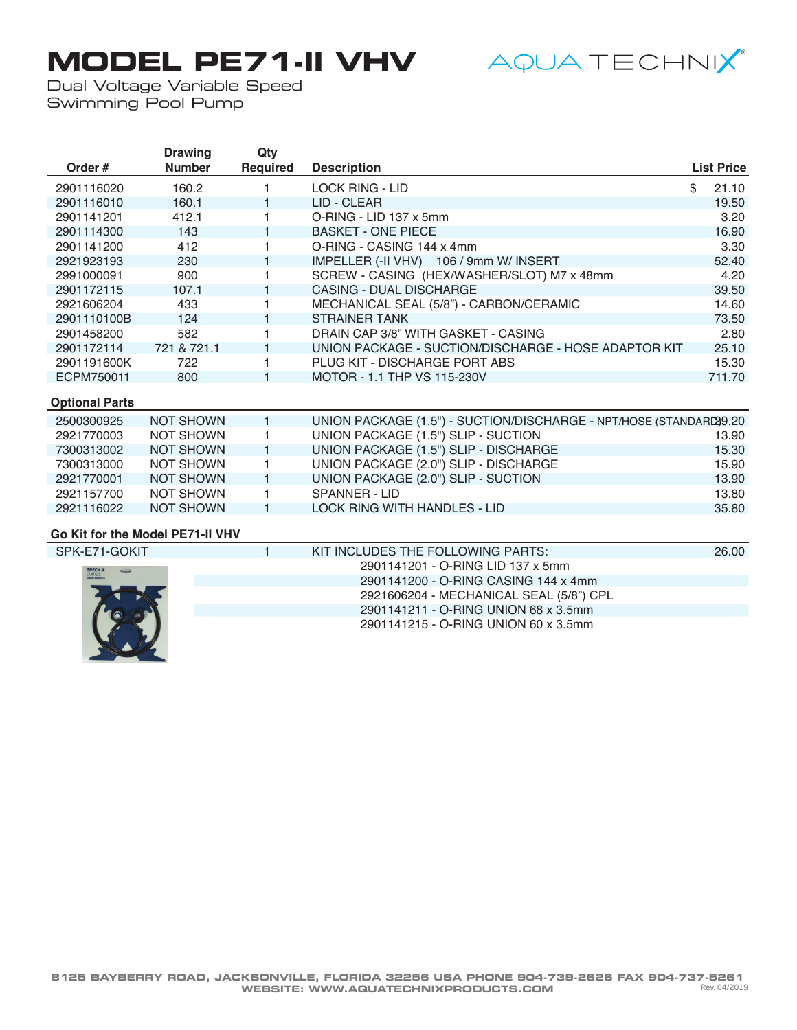# MODEL PE71-II VHV

AQUA TECHNIX®

Dual Voltage Variable Speed
Swimming Pool Pump

| Order # | Drawing Number | Qty Required | Description | List Price |
|---|---|---|---|---|
| 2901116020 | 160.2 | 1 | LOCK RING - LID | $ 21.10 |
| 2901116010 | 160.1 | 1 | LID - CLEAR | 19.50 |
| 2901141201 | 412.1 | 1 | O-RING - LID 137 x 5mm | 3.20 |
| 2901114300 | 143 | 1 | BASKET - ONE PIECE | 16.90 |
| 2901141200 | 412 | 1 | O-RING - CASING 144 x 4mm | 3.30 |
| 2921923193 | 230 | 1 | IMPELLER (-II VHV) 106 / 9mm W/ INSERT | 52.40 |
| 2991000091 | 900 | 1 | SCREW - CASING (HEX/WASHER/SLOT) M7 x 48mm | 4.20 |
| 2901172115 | 107.1 | 1 | CASING - DUAL DISCHARGE | 39.50 |
| 2921606204 | 433 | 1 | MECHANICAL SEAL (5/8") - CARBON/CERAMIC | 14.60 |
| 2901110100B | 124 | 1 | STRAINER TANK | 73.50 |
| 2901458200 | 582 | 1 | DRAIN CAP 3/8" WITH GASKET - CASING | 2.80 |
| 2901172114 | 721 & 721.1 | 1 | UNION PACKAGE - SUCTION/DISCHARGE - HOSE ADAPTOR KIT | 25.10 |
| 2901191600K | 722 | 1 | PLUG KIT - DISCHARGE PORT ABS | 15.30 |
| ECPM750011 | 800 | 1 | MOTOR - 1.1 THP VS 115-230V | 711.70 |

**Optional Parts**

| | | | | |
|---|---|---|---|---|
| 2500300925 | NOT SHOWN | 1 | UNION PACKAGE (1.5") - SUCTION/DISCHARGE - NPT/HOSE (STANDARD) | 29.20 |
| 2921770003 | NOT SHOWN | 1 | UNION PACKAGE (1.5") SLIP - SUCTION | 13.90 |
| 7300313002 | NOT SHOWN | 1 | UNION PACKAGE (1.5") SLIP - DISCHARGE | 15.30 |
| 7300313000 | NOT SHOWN | 1 | UNION PACKAGE (2.0") SLIP - DISCHARGE | 15.90 |
| 2921770001 | NOT SHOWN | 1 | UNION PACKAGE (2.0") SLIP - SUCTION | 13.90 |
| 2921157700 | NOT SHOWN | 1 | SPANNER - LID | 13.80 |
| 2921116022 | NOT SHOWN | 1 | LOCK RING WITH HANDLES - LID | 35.80 |

**Go Kit for the Model PE71-II VHV**

| | | | |
|---|---|---|---|
| SPK-E71-GOKIT | 1 | KIT INCLUDES THE FOLLOWING PARTS: | 26.00 |
| | | 2901141201 - O-RING LID 137 x 5mm | |
| | | 2901141200 - O-RING CASING 144 x 4mm | |
| | | 2921606204 - MECHANICAL SEAL (5/8") CPL | |
| | | 2901141211 - O-RING UNION 68 x 3.5mm | |
| | | 2901141215 - O-RING UNION 60 x 3.5mm | |

8125 BAYBERRY ROAD, JACKSONVILLE, FLORIDA 32256 USA PHONE 904-739-2626 FAX 904-737-5261
WEBSITE: WWW.AQUATECHNIXPRODUCTS.COM

Rev. 04/2019